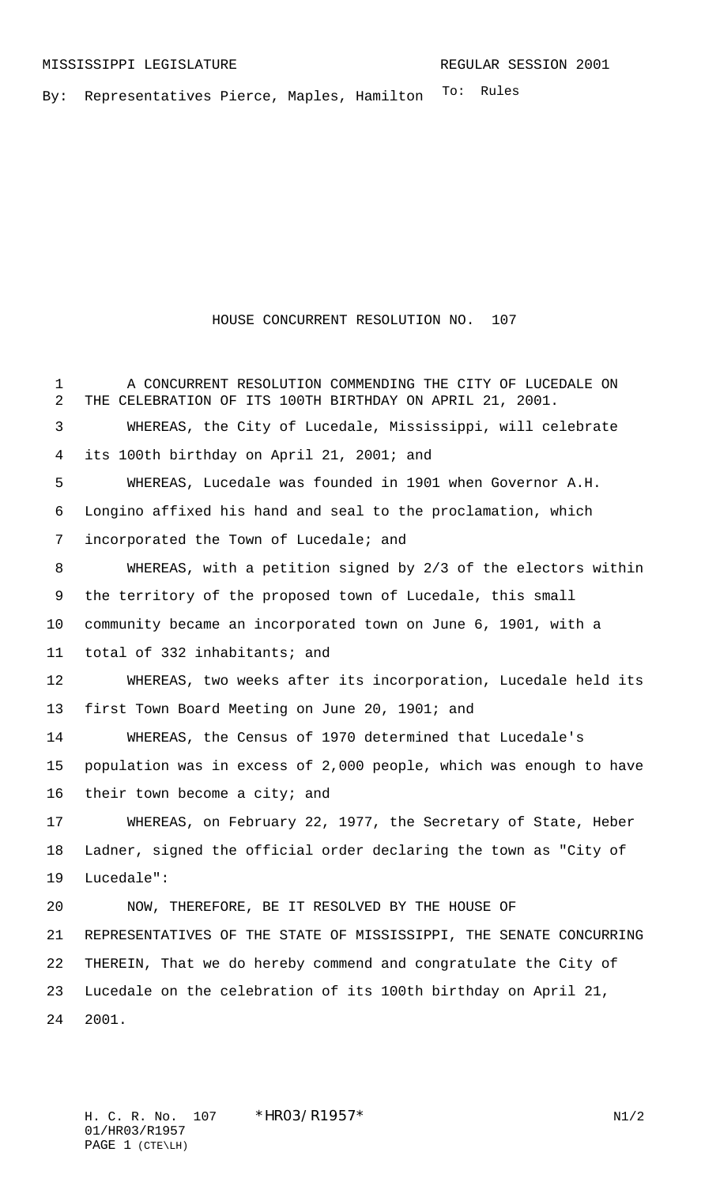MISSISSIPPI LEGISLATURE REGULAR SESSION 2001

By: Representatives Pierce, Maples, Hamilton

To: Rules

# HOUSE CONCURRENT RESOLUTION NO. 107

A CONCURRENT RESOLUTION COMMENDING THE CITY OF LUCEDALE ON THE CELEBRATION OF ITS 100TH BIRTHDAY ON APRIL 21, 2001.

WHEREAS, the City of Lucedale, Mississippi, will celebrate its 100th birthday on April 21, 2001; and

WHEREAS, Lucedale was founded in 1901 when Governor A.H. Longino affixed his hand and seal to the proclamation, which incorporated the Town of Lucedale; and

WHEREAS, with a petition signed by 2/3 of the electors within the territory of the proposed town of Lucedale, this small community became an incorporated town on June 6, 1901, with a total of 332 inhabitants; and

WHEREAS, two weeks after its incorporation, Lucedale held its first Town Board Meeting on June 20, 1901; and

WHEREAS, the Census of 1970 determined that Lucedale's population was in excess of 2,000 people, which was enough to have their town become a city; and

WHEREAS, on February 22, 1977, the Secretary of State, Heber Ladner, signed the official order declaring the town as "City of Lucedale":

NOW, THEREFORE, BE IT RESOLVED BY THE HOUSE OF REPRESENTATIVES OF THE STATE OF MISSISSIPPI, THE SENATE CONCURRING THEREIN, That we do hereby commend and congratulate the City of Lucedale on the celebration of its 100th birthday on April 21, 2001.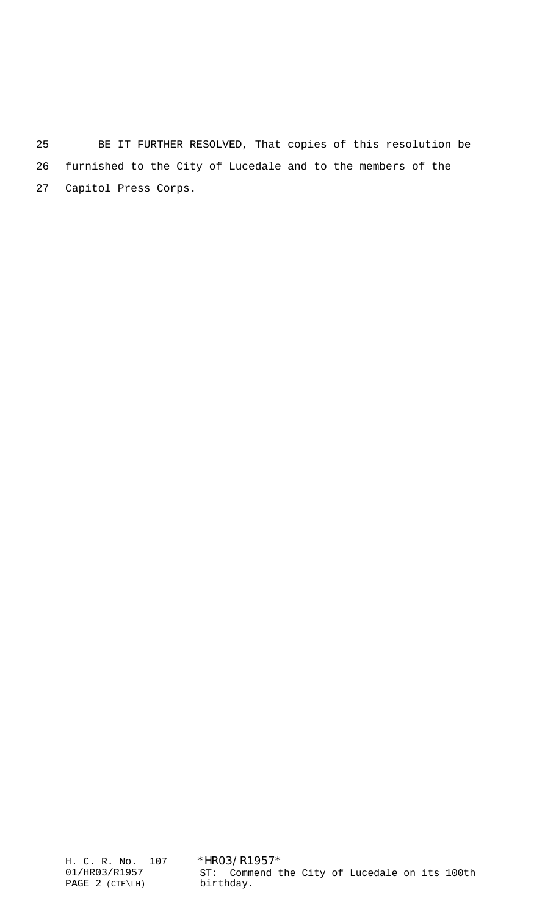BE IT FURTHER RESOLVED, That copies of this resolution be furnished to the City of Lucedale and to the members of the Capitol Press Corps.